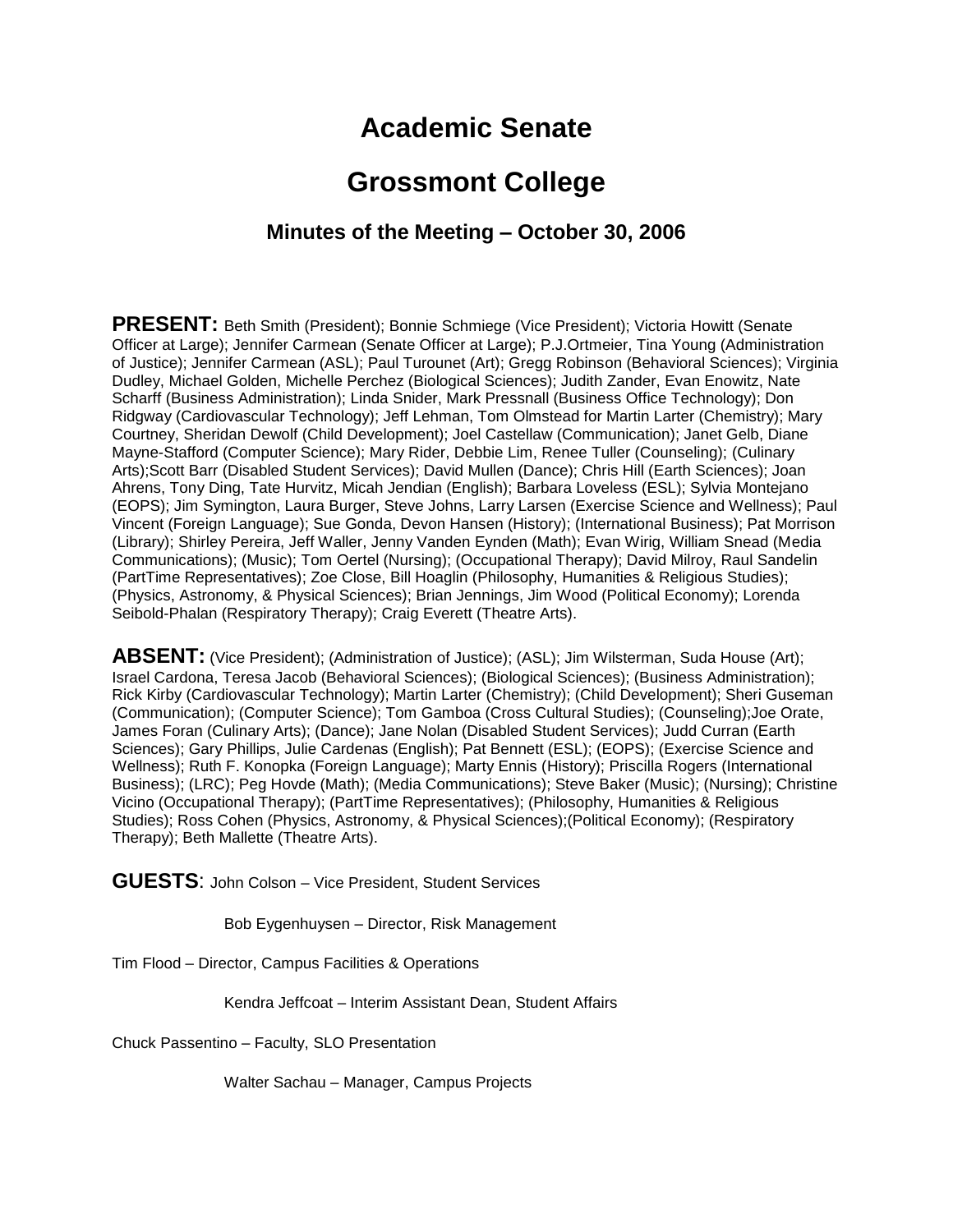# Academic Senate

# Grossmont College

### Minutes of the Meeting – October 30, 2006

**PRESENT:** Beth Smith (President); Bonnie Schmiege (Vice President); Victoria Howitt (Senate Officer at Large); Jennifer Carmean (Senate Officer at Large); P.J.Ortmeier, Tina Young (Administration of Justice); Jennifer Carmean (ASL); Paul Turounet (Art); Gregg Robinson (Behavioral Sciences); Virginia Dudley, Michael Golden, Michelle Perchez (Biological Sciences); Judith Zander, Evan Enowitz, Nate Scharff (Business Administration); Linda Snider, Mark Pressnall (Business Office Technology); Don Ridgway (Cardiovascular Technology); Jeff Lehman, Tom Olmstead for Martin Larter (Chemistry); Mary Courtney, Sheridan Dewolf (Child Development); Joel Castellaw (Communication); Janet Gelb, Diane Mayne-Stafford (Computer Science); Mary Rider, Debbie Lim, Renee Tuller (Counseling); (Culinary Arts);Scott Barr (Disabled Student Services); David Mullen (Dance); Chris Hill (Earth Sciences); Joan Ahrens, Tony Ding, Tate Hurvitz, Micah Jendian (English); Barbara Loveless (ESL); Sylvia Montejano (EOPS); Jim Symington, Laura Burger, Steve Johns, Larry Larsen (Exercise Science and Wellness); Paul Vincent (Foreign Language); Sue Gonda, Devon Hansen (History); (International Business); Pat Morrison (Library); Shirley Pereira, Jeff Waller, Jenny Vanden Eynden (Math); Evan Wirig, William Snead (Media Communications); (Music); Tom Oertel (Nursing); (Occupational Therapy); David Milroy, Raul Sandelin (PartTime Representatives); Zoe Close, Bill Hoaglin (Philosophy, Humanities & Religious Studies); (Physics, Astronomy, & Physical Sciences); Brian Jennings, Jim Wood (Political Economy); Lorenda Seibold-Phalan (Respiratory Therapy); Craig Everett (Theatre Arts).

**ABSENT:** (Vice President); (Administration of Justice); (ASL); Jim Wilsterman, Suda House (Art); Israel Cardona, Teresa Jacob (Behavioral Sciences); (Biological Sciences); (Business Administration); Rick Kirby (Cardiovascular Technology); Martin Larter (Chemistry); (Child Development); Sheri Guseman (Communication); (Computer Science); Tom Gamboa (Cross Cultural Studies); (Counseling);Joe Orate, James Foran (Culinary Arts); (Dance); Jane Nolan (Disabled Student Services); Judd Curran (Earth Sciences); Gary Phillips, Julie Cardenas (English); Pat Bennett (ESL); (EOPS); (Exercise Science and Wellness); Ruth F. Konopka (Foreign Language); Marty Ennis (History); Priscilla Rogers (International Business); (LRC); Peg Hovde (Math); (Media Communications); Steve Baker (Music); (Nursing); Christine Vicino (Occupational Therapy); (PartTime Representatives); (Philosophy, Humanities & Religious Studies); Ross Cohen (Physics, Astronomy, & Physical Sciences);(Political Economy); (Respiratory Therapy); Beth Mallette (Theatre Arts).

**GUESTS**: John Colson – Vice President, Student Services

Bob Eygenhuysen – Director, Risk Management

Tim Flood – Director, Campus Facilities & Operations

Kendra Jeffcoat – Interim Assistant Dean, Student Affairs

Chuck Passentino – Faculty, SLO Presentation

Walter Sachau – Manager, Campus Projects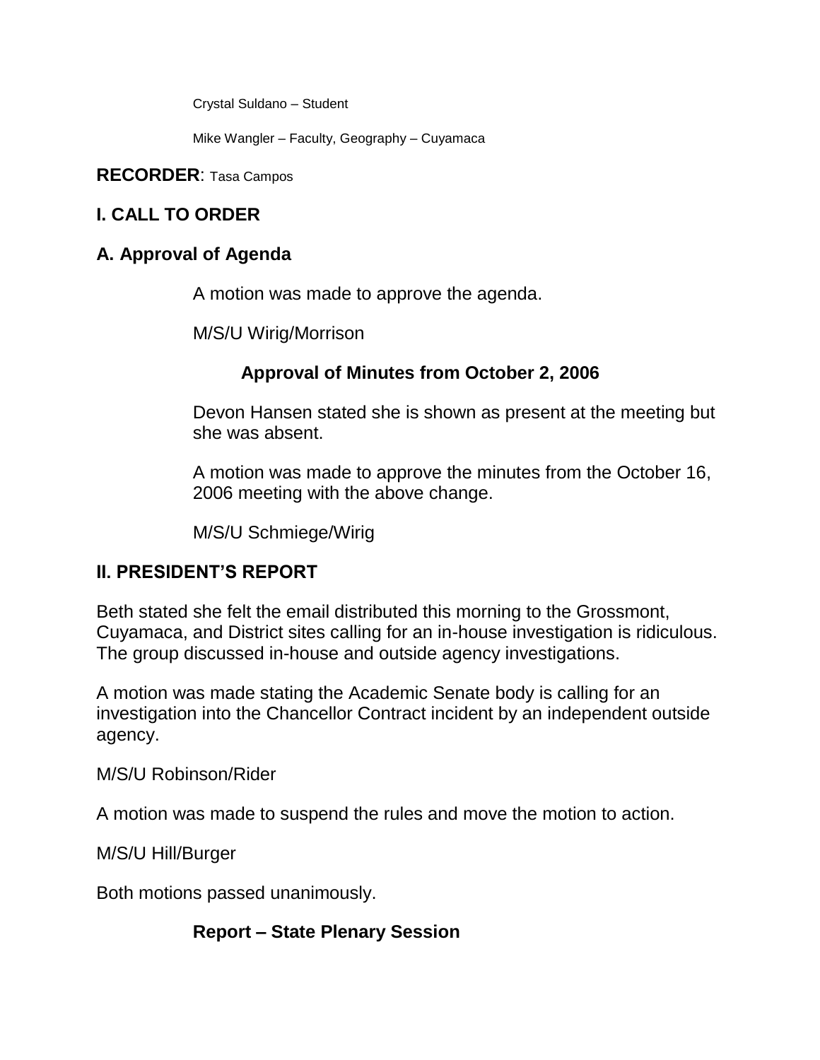Crystal Suldano – Student

Mike Wangler – Faculty, Geography – Cuyamaca

**RECORDER**: Tasa Campos

## I. CALL TO ORDER

### A. Approval of Agenda

A motion was made to approve the agenda.

M/S/U Wirig/Morrison

### Approval of Minutes from October 2, 2006

Devon Hansen stated she is shown as present at the meeting but she was absent.

A motion was made to approve the minutes from the October 16, 2006 meeting with the above change.

M/S/U Schmiege/Wirig

## II. PRESIDENT'S REPORT

Beth stated she felt the email distributed this morning to the Grossmont, Cuyamaca, and District sites calling for an in-house investigation is ridiculous. The group discussed in-house and outside agency investigations.

A motion was made stating the Academic Senate body is calling for an investigation into the Chancellor Contract incident by an independent outside agency.

M/S/U Robinson/Rider

A motion was made to suspend the rules and move the motion to action.

M/S/U Hill/Burger

Both motions passed unanimously.

### Report – State Plenary Session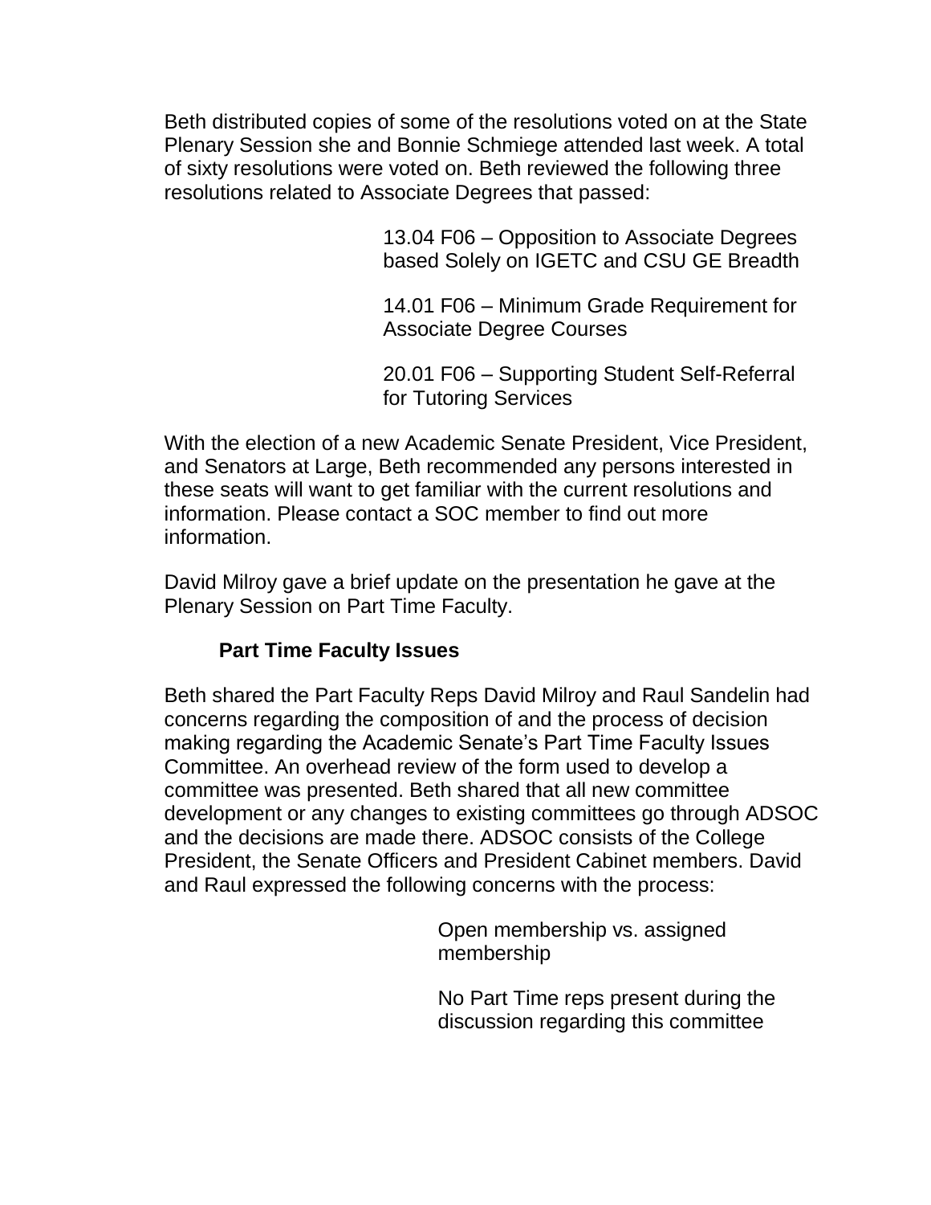Beth distributed copies of some of the resolutions voted on at the State Plenary Session she and Bonnie Schmiege attended last week. A total of sixty resolutions were voted on. Beth reviewed the following three resolutions related to Associate Degrees that passed:

> 13.04 F06 – Opposition to Associate Degrees based Solely on IGETC and CSU GE Breadth
>
> 14.01 F06 – Minimum Grade Requirement for Associate Degree Courses
>
> 20.01 F06 – Supporting Student Self-Referral for Tutoring Services

With the election of a new Academic Senate President, Vice President, and Senators at Large, Beth recommended any persons interested in these seats will want to get familiar with the current resolutions and information. Please contact a SOC member to find out more information.

David Milroy gave a brief update on the presentation he gave at the Plenary Session on Part Time Faculty.

**Part Time Faculty Issues**

Beth shared the Part Faculty Reps David Milroy and Raul Sandelin had concerns regarding the composition of and the process of decision making regarding the Academic Senate's Part Time Faculty Issues Committee. An overhead review of the form used to develop a committee was presented. Beth shared that all new committee development or any changes to existing committees go through ADSOC and the decisions are made there. ADSOC consists of the College President, the Senate Officers and President Cabinet members. David and Raul expressed the following concerns with the process:

> Open membership vs. assigned membership
>
> No Part Time reps present during the discussion regarding this committee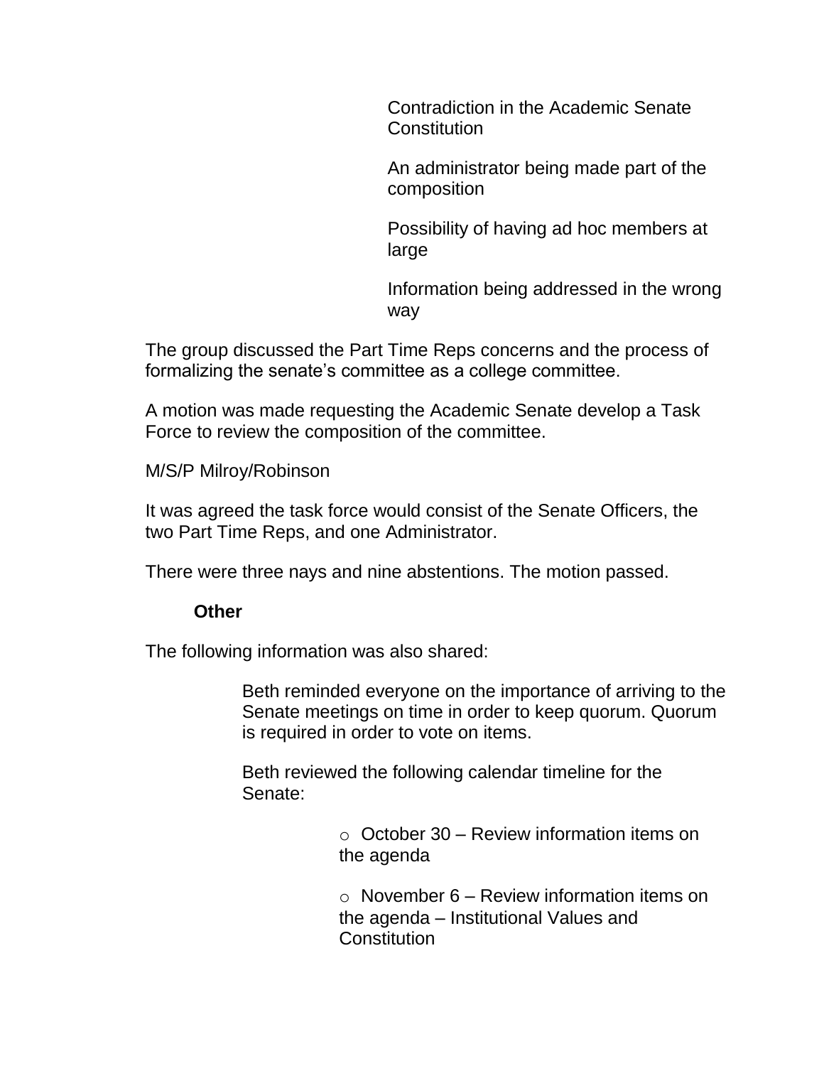- Contradiction in the Academic Senate Constitution
- An administrator being made part of the composition
- Possibility of having ad hoc members at large
- Information being addressed in the wrong way

The group discussed the Part Time Reps concerns and the process of formalizing the senate's committee as a college committee.

A motion was made requesting the Academic Senate develop a Task Force to review the composition of the committee.

M/S/P Milroy/Robinson

It was agreed the task force would consist of the Senate Officers, the two Part Time Reps, and one Administrator.

There were three nays and nine abstentions. The motion passed.

**Other**

The following information was also shared:

- Beth reminded everyone on the importance of arriving to the Senate meetings on time in order to keep quorum. Quorum is required in order to vote on items.
- Beth reviewed the following calendar timeline for the Senate:
  - October 30 – Review information items on the agenda
  - November 6 – Review information items on the agenda – Institutional Values and Constitution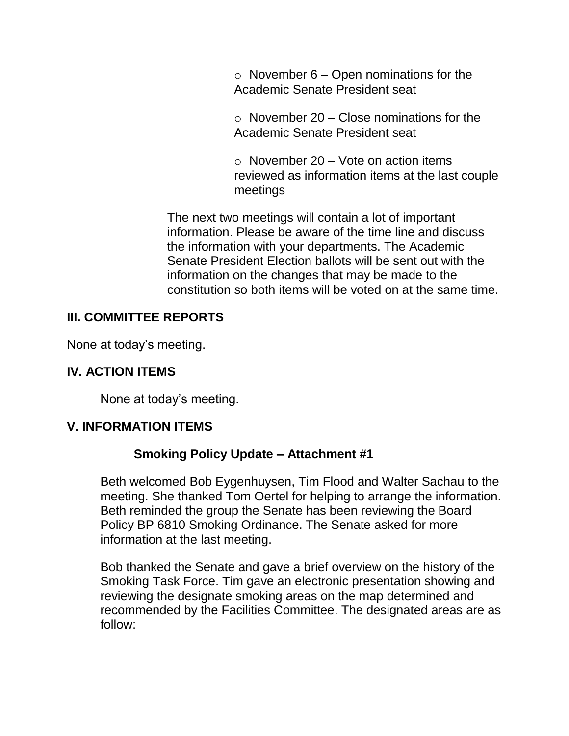- November 6 – Open nominations for the Academic Senate President seat
- November 20 – Close nominations for the Academic Senate President seat
- November 20 – Vote on action items reviewed as information items at the last couple meetings

The next two meetings will contain a lot of important information. Please be aware of the time line and discuss the information with your departments. The Academic Senate President Election ballots will be sent out with the information on the changes that may be made to the constitution so both items will be voted on at the same time.

## III. COMMITTEE REPORTS

None at today's meeting.

## IV. ACTION ITEMS

None at today's meeting.

## V. INFORMATION ITEMS

### Smoking Policy Update – Attachment #1

Beth welcomed Bob Eygenhuysen, Tim Flood and Walter Sachau to the meeting. She thanked Tom Oertel for helping to arrange the information. Beth reminded the group the Senate has been reviewing the Board Policy BP 6810 Smoking Ordinance. The Senate asked for more information at the last meeting.

Bob thanked the Senate and gave a brief overview on the history of the Smoking Task Force. Tim gave an electronic presentation showing and reviewing the designate smoking areas on the map determined and recommended by the Facilities Committee. The designated areas are as follow: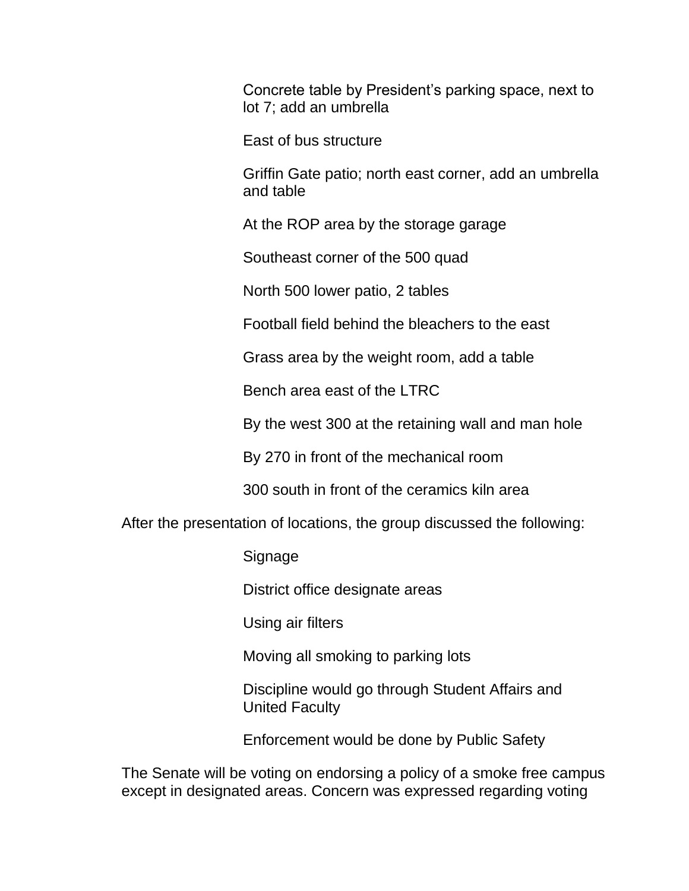Concrete table by President's parking space, next to lot 7; add an umbrella

East of bus structure

Griffin Gate patio; north east corner, add an umbrella and table

At the ROP area by the storage garage

Southeast corner of the 500 quad

North 500 lower patio, 2 tables

Football field behind the bleachers to the east

Grass area by the weight room, add a table

Bench area east of the LTRC

By the west 300 at the retaining wall and man hole

By 270 in front of the mechanical room

300 south in front of the ceramics kiln area

After the presentation of locations, the group discussed the following:

Signage

District office designate areas

Using air filters

Moving all smoking to parking lots

Discipline would go through Student Affairs and United Faculty

Enforcement would be done by Public Safety

The Senate will be voting on endorsing a policy of a smoke free campus except in designated areas. Concern was expressed regarding voting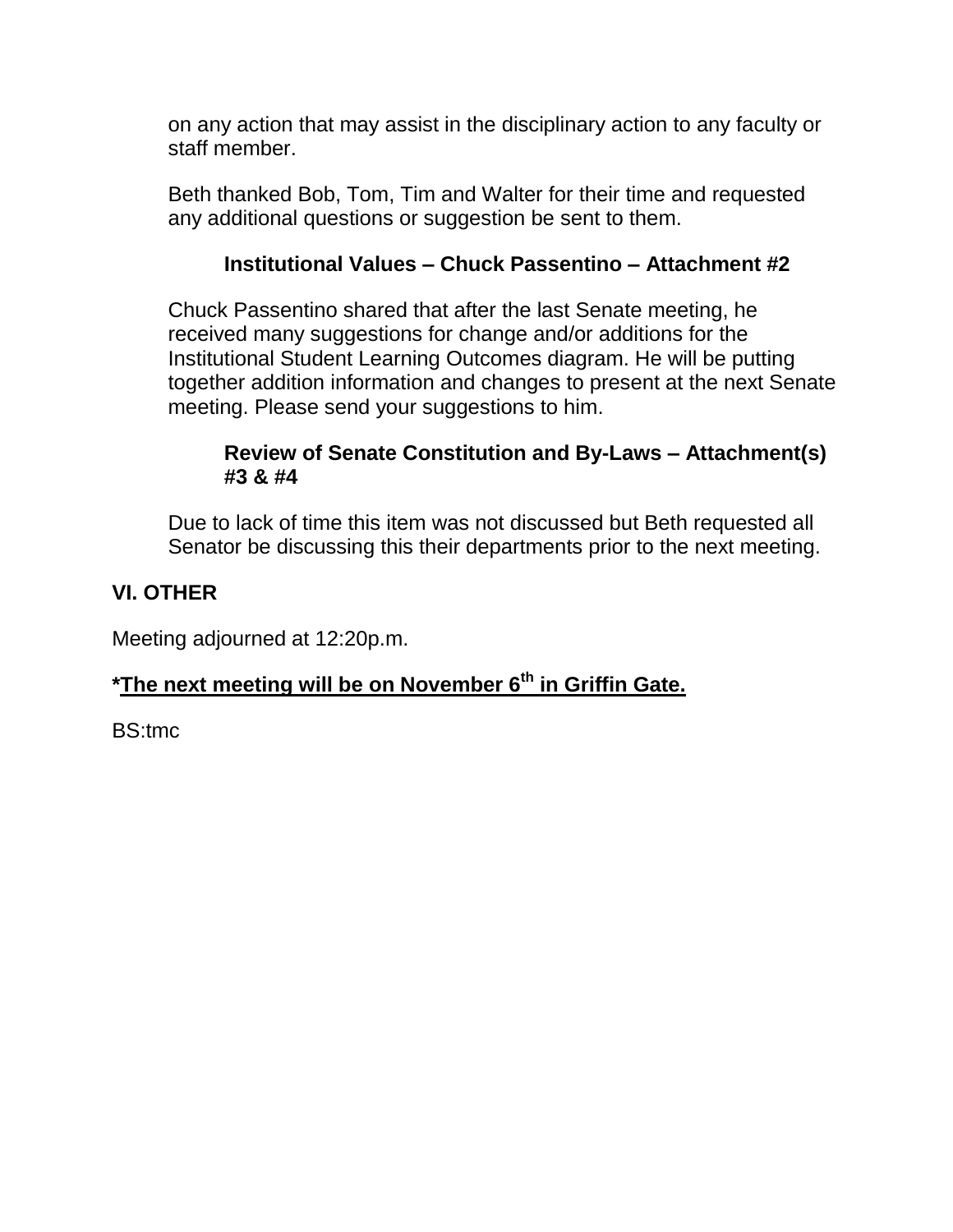on any action that may assist in the disciplinary action to any faculty or staff member.

Beth thanked Bob, Tom, Tim and Walter for their time and requested any additional questions or suggestion be sent to them.

**Institutional Values – Chuck Passentino – Attachment #2**

Chuck Passentino shared that after the last Senate meeting, he received many suggestions for change and/or additions for the Institutional Student Learning Outcomes diagram. He will be putting together addition information and changes to present at the next Senate meeting. Please send your suggestions to him.

**Review of Senate Constitution and By-Laws – Attachment(s) #3 & #4**

Due to lack of time this item was not discussed but Beth requested all Senator be discussing this their departments prior to the next meeting.

## VI. OTHER

Meeting adjourned at 12:20p.m.

**\*<u>The next meeting will be on November 6th in Griffin Gate.</u>**

BS:tmc